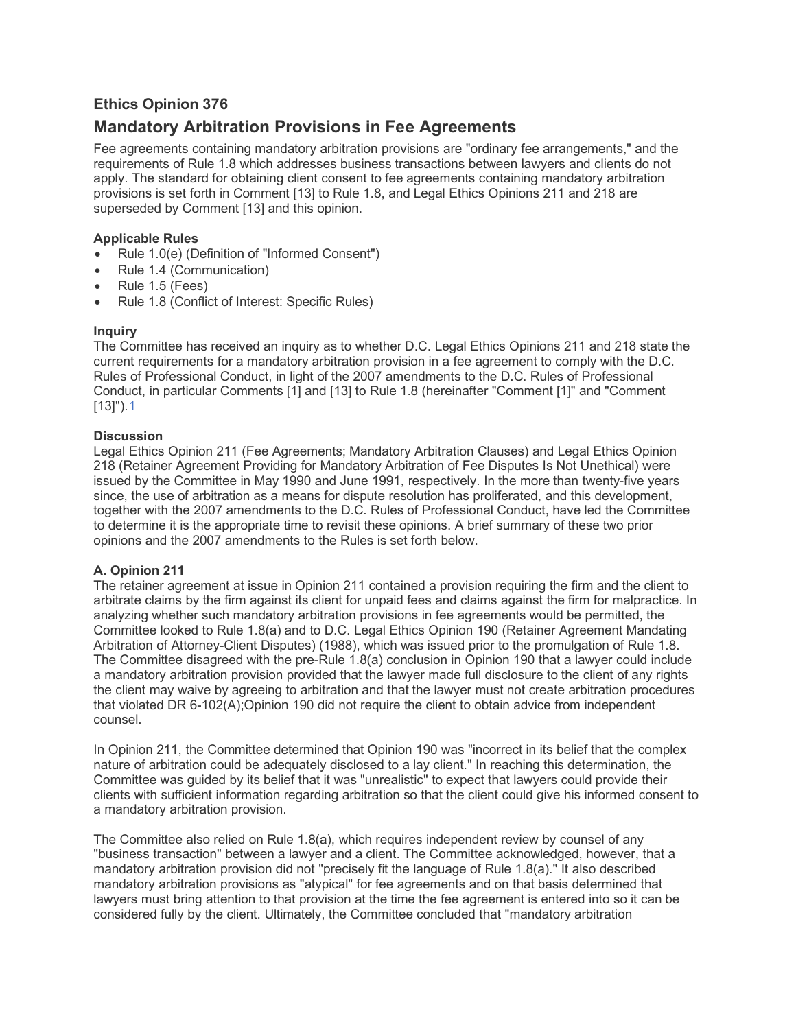## Ethics Opinion 376

# Mandatory Arbitration Provisions in Fee Agreements

Fee agreements containing mandatory arbitration provisions are "ordinary fee arrangements," and the requirements of Rule 1.8 which addresses business transactions between lawyers and clients do not apply. The standard for obtaining client consent to fee agreements containing mandatory arbitration provisions is set forth in Comment [13] to Rule 1.8, and Legal Ethics Opinions 211 and 218 are superseded by Comment [13] and this opinion.

**Applicable Rules**

- Rule 1.0(e) (Definition of "Informed Consent")
- Rule 1.4 (Communication)
- Rule 1.5 (Fees)
- Rule 1.8 (Conflict of Interest: Specific Rules)

**Inquiry**

The Committee has received an inquiry as to whether D.C. Legal Ethics Opinions 211 and 218 state the current requirements for a mandatory arbitration provision in a fee agreement to comply with the D.C. Rules of Professional Conduct, in light of the 2007 amendments to the D.C. Rules of Professional Conduct, in particular Comments [1] and [13] to Rule 1.8 (hereinafter "Comment [1]" and "Comment [13]").[1]

**Discussion**

Legal Ethics Opinion 211 (Fee Agreements; Mandatory Arbitration Clauses) and Legal Ethics Opinion 218 (Retainer Agreement Providing for Mandatory Arbitration of Fee Disputes Is Not Unethical) were issued by the Committee in May 1990 and June 1991, respectively. In the more than twenty-five years since, the use of arbitration as a means for dispute resolution has proliferated, and this development, together with the 2007 amendments to the D.C. Rules of Professional Conduct, have led the Committee to determine it is the appropriate time to revisit these opinions. A brief summary of these two prior opinions and the 2007 amendments to the Rules is set forth below.

**A. Opinion 211**

The retainer agreement at issue in Opinion 211 contained a provision requiring the firm and the client to arbitrate claims by the firm against its client for unpaid fees and claims against the firm for malpractice. In analyzing whether such mandatory arbitration provisions in fee agreements would be permitted, the Committee looked to Rule 1.8(a) and to D.C. Legal Ethics Opinion 190 (Retainer Agreement Mandating Arbitration of Attorney-Client Disputes) (1988), which was issued prior to the promulgation of Rule 1.8. The Committee disagreed with the pre-Rule 1.8(a) conclusion in Opinion 190 that a lawyer could include a mandatory arbitration provision provided that the lawyer made full disclosure to the client of any rights the client may waive by agreeing to arbitration and that the lawyer must not create arbitration procedures that violated DR 6-102(A);Opinion 190 did not require the client to obtain advice from independent counsel.

In Opinion 211, the Committee determined that Opinion 190 was "incorrect in its belief that the complex nature of arbitration could be adequately disclosed to a lay client." In reaching this determination, the Committee was guided by its belief that it was "unrealistic" to expect that lawyers could provide their clients with sufficient information regarding arbitration so that the client could give his informed consent to a mandatory arbitration provision.

The Committee also relied on Rule 1.8(a), which requires independent review by counsel of any "business transaction" between a lawyer and a client. The Committee acknowledged, however, that a mandatory arbitration provision did not "precisely fit the language of Rule 1.8(a)." It also described mandatory arbitration provisions as "atypical" for fee agreements and on that basis determined that lawyers must bring attention to that provision at the time the fee agreement is entered into so it can be considered fully by the client. Ultimately, the Committee concluded that "mandatory arbitration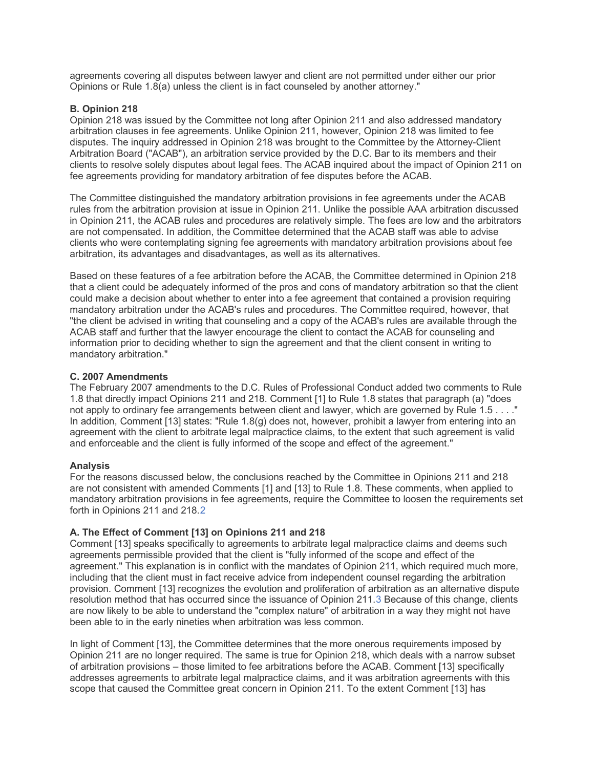agreements covering all disputes between lawyer and client are not permitted under either our prior Opinions or Rule 1.8(a) unless the client is in fact counseled by another attorney."

**B. Opinion 218**

Opinion 218 was issued by the Committee not long after Opinion 211 and also addressed mandatory arbitration clauses in fee agreements. Unlike Opinion 211, however, Opinion 218 was limited to fee disputes. The inquiry addressed in Opinion 218 was brought to the Committee by the Attorney-Client Arbitration Board ("ACAB"), an arbitration service provided by the D.C. Bar to its members and their clients to resolve solely disputes about legal fees. The ACAB inquired about the impact of Opinion 211 on fee agreements providing for mandatory arbitration of fee disputes before the ACAB.

The Committee distinguished the mandatory arbitration provisions in fee agreements under the ACAB rules from the arbitration provision at issue in Opinion 211. Unlike the possible AAA arbitration discussed in Opinion 211, the ACAB rules and procedures are relatively simple. The fees are low and the arbitrators are not compensated. In addition, the Committee determined that the ACAB staff was able to advise clients who were contemplating signing fee agreements with mandatory arbitration provisions about fee arbitration, its advantages and disadvantages, as well as its alternatives.

Based on these features of a fee arbitration before the ACAB, the Committee determined in Opinion 218 that a client could be adequately informed of the pros and cons of mandatory arbitration so that the client could make a decision about whether to enter into a fee agreement that contained a provision requiring mandatory arbitration under the ACAB's rules and procedures. The Committee required, however, that "the client be advised in writing that counseling and a copy of the ACAB's rules are available through the ACAB staff and further that the lawyer encourage the client to contact the ACAB for counseling and information prior to deciding whether to sign the agreement and that the client consent in writing to mandatory arbitration."

**C. 2007 Amendments**

The February 2007 amendments to the D.C. Rules of Professional Conduct added two comments to Rule 1.8 that directly impact Opinions 211 and 218. Comment [1] to Rule 1.8 states that paragraph (a) "does not apply to ordinary fee arrangements between client and lawyer, which are governed by Rule 1.5 . . . ." In addition, Comment [13] states: "Rule 1.8(g) does not, however, prohibit a lawyer from entering into an agreement with the client to arbitrate legal malpractice claims, to the extent that such agreement is valid and enforceable and the client is fully informed of the scope and effect of the agreement."

**Analysis**

For the reasons discussed below, the conclusions reached by the Committee in Opinions 211 and 218 are not consistent with amended Comments [1] and [13] to Rule 1.8. These comments, when applied to mandatory arbitration provisions in fee agreements, require the Committee to loosen the requirements set forth in Opinions 211 and 218.[2]

**A. The Effect of Comment [13] on Opinions 211 and 218**

Comment [13] speaks specifically to agreements to arbitrate legal malpractice claims and deems such agreements permissible provided that the client is "fully informed of the scope and effect of the agreement." This explanation is in conflict with the mandates of Opinion 211, which required much more, including that the client must in fact receive advice from independent counsel regarding the arbitration provision. Comment [13] recognizes the evolution and proliferation of arbitration as an alternative dispute resolution method that has occurred since the issuance of Opinion 211.[3] Because of this change, clients are now likely to be able to understand the "complex nature" of arbitration in a way they might not have been able to in the early nineties when arbitration was less common.

In light of Comment [13], the Committee determines that the more onerous requirements imposed by Opinion 211 are no longer required. The same is true for Opinion 218, which deals with a narrow subset of arbitration provisions – those limited to fee arbitrations before the ACAB. Comment [13] specifically addresses agreements to arbitrate legal malpractice claims, and it was arbitration agreements with this scope that caused the Committee great concern in Opinion 211. To the extent Comment [13] has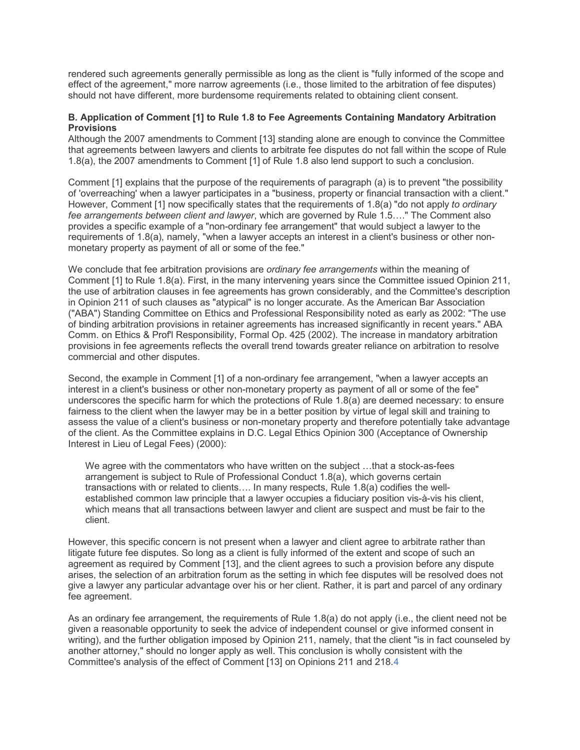rendered such agreements generally permissible as long as the client is "fully informed of the scope and effect of the agreement," more narrow agreements (i.e., those limited to the arbitration of fee disputes) should not have different, more burdensome requirements related to obtaining client consent.

**B. Application of Comment [1] to Rule 1.8 to Fee Agreements Containing Mandatory Arbitration Provisions**

Although the 2007 amendments to Comment [13] standing alone are enough to convince the Committee that agreements between lawyers and clients to arbitrate fee disputes do not fall within the scope of Rule 1.8(a), the 2007 amendments to Comment [1] of Rule 1.8 also lend support to such a conclusion.

Comment [1] explains that the purpose of the requirements of paragraph (a) is to prevent "the possibility of 'overreaching' when a lawyer participates in a "business, property or financial transaction with a client." However, Comment [1] now specifically states that the requirements of 1.8(a) "do not apply *to ordinary fee arrangements between client and lawyer*, which are governed by Rule 1.5…." The Comment also provides a specific example of a "non-ordinary fee arrangement" that would subject a lawyer to the requirements of 1.8(a), namely, "when a lawyer accepts an interest in a client's business or other non-monetary property as payment of all or some of the fee."

We conclude that fee arbitration provisions are *ordinary fee arrangements* within the meaning of Comment [1] to Rule 1.8(a). First, in the many intervening years since the Committee issued Opinion 211, the use of arbitration clauses in fee agreements has grown considerably, and the Committee's description in Opinion 211 of such clauses as "atypical" is no longer accurate. As the American Bar Association ("ABA") Standing Committee on Ethics and Professional Responsibility noted as early as 2002: "The use of binding arbitration provisions in retainer agreements has increased significantly in recent years." ABA Comm. on Ethics & Prof'l Responsibility, Formal Op. 425 (2002). The increase in mandatory arbitration provisions in fee agreements reflects the overall trend towards greater reliance on arbitration to resolve commercial and other disputes.

Second, the example in Comment [1] of a non-ordinary fee arrangement, "when a lawyer accepts an interest in a client's business or other non-monetary property as payment of all or some of the fee" underscores the specific harm for which the protections of Rule 1.8(a) are deemed necessary: to ensure fairness to the client when the lawyer may be in a better position by virtue of legal skill and training to assess the value of a client's business or non-monetary property and therefore potentially take advantage of the client. As the Committee explains in D.C. Legal Ethics Opinion 300 (Acceptance of Ownership Interest in Lieu of Legal Fees) (2000):

> We agree with the commentators who have written on the subject …that a stock-as-fees arrangement is subject to Rule of Professional Conduct 1.8(a), which governs certain transactions with or related to clients…. In many respects, Rule 1.8(a) codifies the well-established common law principle that a lawyer occupies a fiduciary position vis-à-vis his client, which means that all transactions between lawyer and client are suspect and must be fair to the client.

However, this specific concern is not present when a lawyer and client agree to arbitrate rather than litigate future fee disputes. So long as a client is fully informed of the extent and scope of such an agreement as required by Comment [13], and the client agrees to such a provision before any dispute arises, the selection of an arbitration forum as the setting in which fee disputes will be resolved does not give a lawyer any particular advantage over his or her client. Rather, it is part and parcel of any ordinary fee agreement.

As an ordinary fee arrangement, the requirements of Rule 1.8(a) do not apply (i.e., the client need not be given a reasonable opportunity to seek the advice of independent counsel or give informed consent in writing), and the further obligation imposed by Opinion 211, namely, that the client "is in fact counseled by another attorney," should no longer apply as well. This conclusion is wholly consistent with the Committee's analysis of the effect of Comment [13] on Opinions 211 and 218.[4]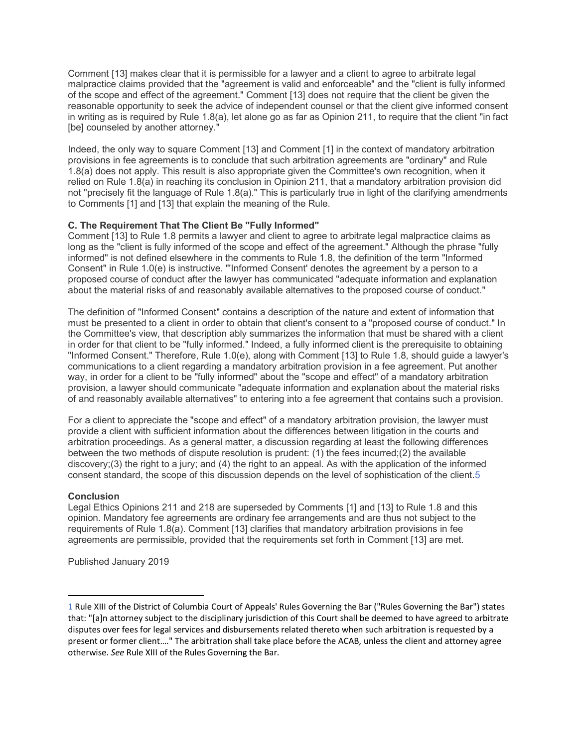Comment [13] makes clear that it is permissible for a lawyer and a client to agree to arbitrate legal malpractice claims provided that the "agreement is valid and enforceable" and the "client is fully informed of the scope and effect of the agreement." Comment [13] does not require that the client be given the reasonable opportunity to seek the advice of independent counsel or that the client give informed consent in writing as is required by Rule 1.8(a), let alone go as far as Opinion 211, to require that the client "in fact [be] counseled by another attorney."

Indeed, the only way to square Comment [13] and Comment [1] in the context of mandatory arbitration provisions in fee agreements is to conclude that such arbitration agreements are "ordinary" and Rule 1.8(a) does not apply. This result is also appropriate given the Committee's own recognition, when it relied on Rule 1.8(a) in reaching its conclusion in Opinion 211, that a mandatory arbitration provision did not "precisely fit the language of Rule 1.8(a)." This is particularly true in light of the clarifying amendments to Comments [1] and [13] that explain the meaning of the Rule.

**C. The Requirement That The Client Be "Fully Informed"**

Comment [13] to Rule 1.8 permits a lawyer and client to agree to arbitrate legal malpractice claims as long as the "client is fully informed of the scope and effect of the agreement." Although the phrase "fully informed" is not defined elsewhere in the comments to Rule 1.8, the definition of the term "Informed Consent" in Rule 1.0(e) is instructive. "'Informed Consent' denotes the agreement by a person to a proposed course of conduct after the lawyer has communicated "adequate information and explanation about the material risks of and reasonably available alternatives to the proposed course of conduct."

The definition of "Informed Consent" contains a description of the nature and extent of information that must be presented to a client in order to obtain that client's consent to a "proposed course of conduct." In the Committee's view, that description ably summarizes the information that must be shared with a client in order for that client to be "fully informed." Indeed, a fully informed client is the prerequisite to obtaining "Informed Consent." Therefore, Rule 1.0(e), along with Comment [13] to Rule 1.8, should guide a lawyer's communications to a client regarding a mandatory arbitration provision in a fee agreement. Put another way, in order for a client to be "fully informed" about the "scope and effect" of a mandatory arbitration provision, a lawyer should communicate "adequate information and explanation about the material risks of and reasonably available alternatives" to entering into a fee agreement that contains such a provision.

For a client to appreciate the "scope and effect" of a mandatory arbitration provision, the lawyer must provide a client with sufficient information about the differences between litigation in the courts and arbitration proceedings. As a general matter, a discussion regarding at least the following differences between the two methods of dispute resolution is prudent: (1) the fees incurred;(2) the available discovery;(3) the right to a jury; and (4) the right to an appeal. As with the application of the informed consent standard, the scope of this discussion depends on the level of sophistication of the client.[5]

**Conclusion**

Legal Ethics Opinions 211 and 218 are superseded by Comments [1] and [13] to Rule 1.8 and this opinion. Mandatory fee agreements are ordinary fee arrangements and are thus not subject to the requirements of Rule 1.8(a). Comment [13] clarifies that mandatory arbitration provisions in fee agreements are permissible, provided that the requirements set forth in Comment [13] are met.

Published January 2019

---

1 Rule XIII of the District of Columbia Court of Appeals' Rules Governing the Bar ("Rules Governing the Bar") states that: "[a]n attorney subject to the disciplinary jurisdiction of this Court shall be deemed to have agreed to arbitrate disputes over fees for legal services and disbursements related thereto when such arbitration is requested by a present or former client…." The arbitration shall take place before the ACAB, unless the client and attorney agree otherwise. *See* Rule XIII of the Rules Governing the Bar.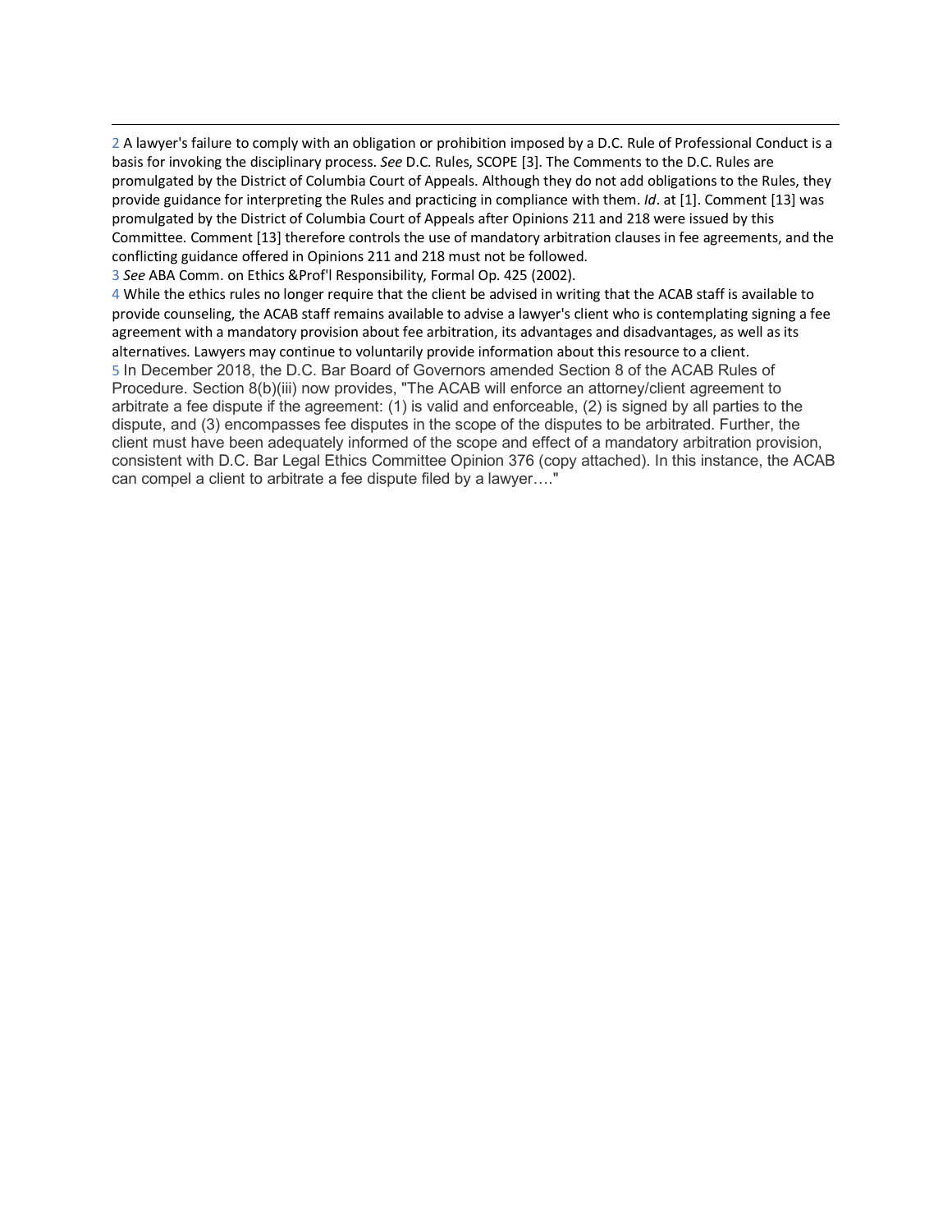2 A lawyer's failure to comply with an obligation or prohibition imposed by a D.C. Rule of Professional Conduct is a basis for invoking the disciplinary process. *See* D.C. Rules, SCOPE [3]. The Comments to the D.C. Rules are promulgated by the District of Columbia Court of Appeals. Although they do not add obligations to the Rules, they provide guidance for interpreting the Rules and practicing in compliance with them. *Id*. at [1]. Comment [13] was promulgated by the District of Columbia Court of Appeals after Opinions 211 and 218 were issued by this Committee. Comment [13] therefore controls the use of mandatory arbitration clauses in fee agreements, and the conflicting guidance offered in Opinions 211 and 218 must not be followed.

3 *See* ABA Comm. on Ethics &Prof'l Responsibility, Formal Op. 425 (2002).

4 While the ethics rules no longer require that the client be advised in writing that the ACAB staff is available to provide counseling, the ACAB staff remains available to advise a lawyer's client who is contemplating signing a fee agreement with a mandatory provision about fee arbitration, its advantages and disadvantages, as well as its alternatives. Lawyers may continue to voluntarily provide information about this resource to a client.

5 In December 2018, the D.C. Bar Board of Governors amended Section 8 of the ACAB Rules of Procedure. Section 8(b)(iii) now provides, "The ACAB will enforce an attorney/client agreement to arbitrate a fee dispute if the agreement: (1) is valid and enforceable, (2) is signed by all parties to the dispute, and (3) encompasses fee disputes in the scope of the disputes to be arbitrated. Further, the client must have been adequately informed of the scope and effect of a mandatory arbitration provision, consistent with D.C. Bar Legal Ethics Committee Opinion 376 (copy attached). In this instance, the ACAB can compel a client to arbitrate a fee dispute filed by a lawyer…."